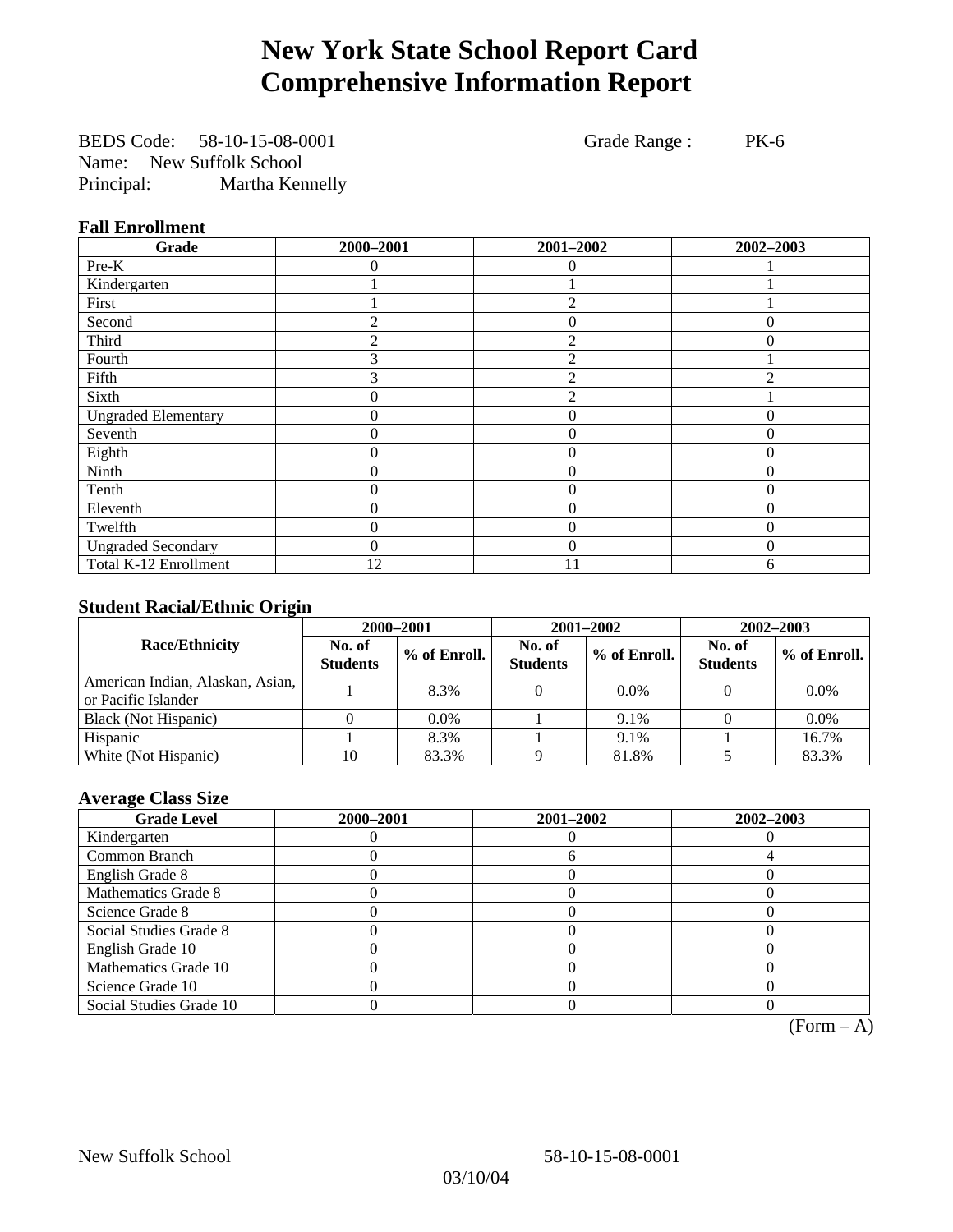# New York State School Report Card
# Comprehensive Information Report

BEDS Code: 58-10-15-08-0001  
Name: New Suffolk School  
Principal: Martha Kennelly

Grade Range : PK-6

### Fall Enrollment

| Grade | 2000–2001 | 2001–2002 | 2002–2003 |
|---|---|---|---|
| Pre-K | 0 | 0 | 1 |
| Kindergarten | 1 | 1 | 1 |
| First | 1 | 2 | 1 |
| Second | 2 | 0 | 0 |
| Third | 2 | 2 | 0 |
| Fourth | 3 | 2 | 1 |
| Fifth | 3 | 2 | 2 |
| Sixth | 0 | 2 | 1 |
| Ungraded Elementary | 0 | 0 | 0 |
| Seventh | 0 | 0 | 0 |
| Eighth | 0 | 0 | 0 |
| Ninth | 0 | 0 | 0 |
| Tenth | 0 | 0 | 0 |
| Eleventh | 0 | 0 | 0 |
| Twelfth | 0 | 0 | 0 |
| Ungraded Secondary | 0 | 0 | 0 |
| Total K-12 Enrollment | 12 | 11 | 6 |

### Student Racial/Ethnic Origin

| Race/Ethnicity | 2000–2001 | | 2001–2002 | | 2002–2003 | |
|---|---|---|---|---|---|---|
| | No. of Students | % of Enroll. | No. of Students | % of Enroll. | No. of Students | % of Enroll. |
| American Indian, Alaskan, Asian, or Pacific Islander | 1 | 8.3% | 0 | 0.0% | 0 | 0.0% |
| Black (Not Hispanic) | 0 | 0.0% | 1 | 9.1% | 0 | 0.0% |
| Hispanic | 1 | 8.3% | 1 | 9.1% | 1 | 16.7% |
| White (Not Hispanic) | 10 | 83.3% | 9 | 81.8% | 5 | 83.3% |

### Average Class Size

| Grade Level | 2000–2001 | 2001–2002 | 2002–2003 |
|---|---|---|---|
| Kindergarten | 0 | 0 | 0 |
| Common Branch | 0 | 6 | 4 |
| English Grade 8 | 0 | 0 | 0 |
| Mathematics Grade 8 | 0 | 0 | 0 |
| Science Grade 8 | 0 | 0 | 0 |
| Social Studies Grade 8 | 0 | 0 | 0 |
| English Grade 10 | 0 | 0 | 0 |
| Mathematics Grade 10 | 0 | 0 | 0 |
| Science Grade 10 | 0 | 0 | 0 |
| Social Studies Grade 10 | 0 | 0 | 0 |

(Form – A)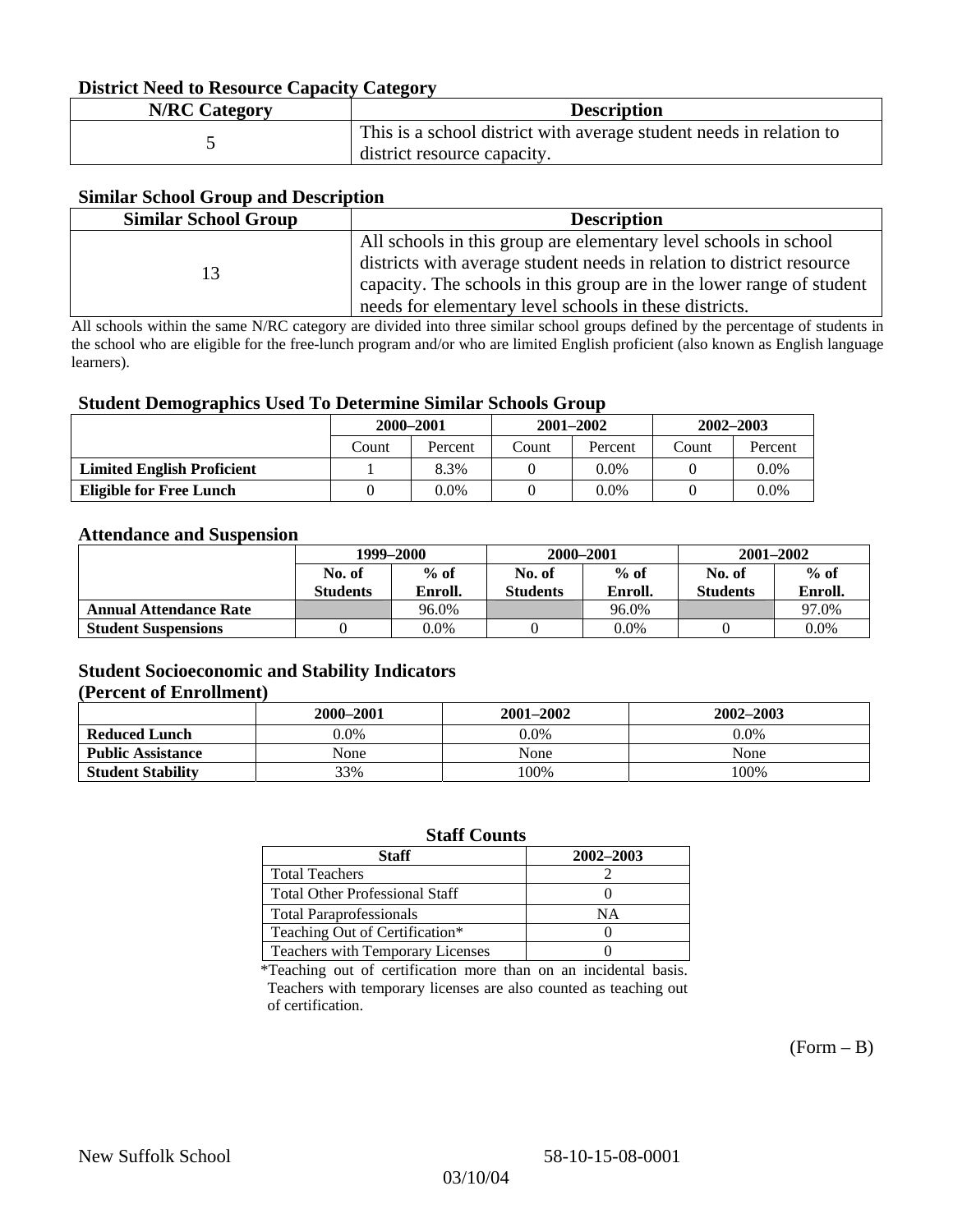### District Need to Resource Capacity Category

| N/RC Category | Description |
|---|---|
| 5 | This is a school district with average student needs in relation to district resource capacity. |

### Similar School Group and Description

| Similar School Group | Description |
|---|---|
| 13 | All schools in this group are elementary level schools in school districts with average student needs in relation to district resource capacity. The schools in this group are in the lower range of student needs for elementary level schools in these districts. |

All schools within the same N/RC category are divided into three similar school groups defined by the percentage of students in the school who are eligible for the free-lunch program and/or who are limited English proficient (also known as English language learners).

### Student Demographics Used To Determine Similar Schools Group

| | 2000–2001 | | 2001–2002 | | 2002–2003 | |
|---|---|---|---|---|---|---|
| | Count | Percent | Count | Percent | Count | Percent |
| **Limited English Proficient** | 1 | 8.3% | 0 | 0.0% | 0 | 0.0% |
| **Eligible for Free Lunch** | 0 | 0.0% | 0 | 0.0% | 0 | 0.0% |

### Attendance and Suspension

| | 1999–2000 | | 2000–2001 | | 2001–2002 | |
|---|---|---|---|---|---|---|
| | No. of Students | % of Enroll. | No. of Students | % of Enroll. | No. of Students | % of Enroll. |
| **Annual Attendance Rate** | | 96.0% | | 96.0% | | 97.0% |
| **Student Suspensions** | 0 | 0.0% | 0 | 0.0% | 0 | 0.0% |

### Student Socioeconomic and Stability Indicators
### (Percent of Enrollment)

| | 2000–2001 | 2001–2002 | 2002–2003 |
|---|---|---|---|
| **Reduced Lunch** | 0.0% | 0.0% | 0.0% |
| **Public Assistance** | None | None | None |
| **Student Stability** | 33% | 100% | 100% |

### Staff Counts

| Staff | 2002–2003 |
|---|---|
| Total Teachers | 2 |
| Total Other Professional Staff | 0 |
| Total Paraprofessionals | NA |
| Teaching Out of Certification* | 0 |
| Teachers with Temporary Licenses | 0 |

*Teaching out of certification more than on an incidental basis. Teachers with temporary licenses are also counted as teaching out of certification.

(Form – B)

New Suffolk School 58-10-15-08-0001

03/10/04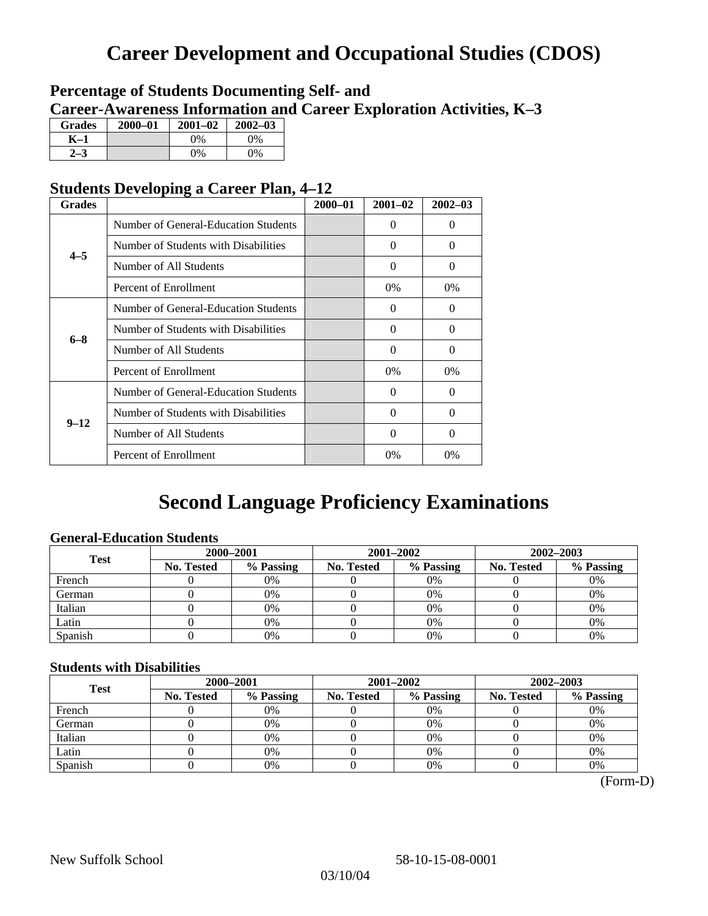# Career Development and Occupational Studies (CDOS)

### Percentage of Students Documenting Self- and Career-Awareness Information and Career Exploration Activities, K–3

| Grades | 2000–01 | 2001–02 | 2002–03 |
|---|---|---|---|
| K–1 | | 0% | 0% |
| 2–3 | | 0% | 0% |

### Students Developing a Career Plan, 4–12

| Grades | | 2000–01 | 2001–02 | 2002–03 |
|---|---|---|---|---|
| 4–5 | Number of General-Education Students | | 0 | 0 |
| | Number of Students with Disabilities | | 0 | 0 |
| | Number of All Students | | 0 | 0 |
| | Percent of Enrollment | | 0% | 0% |
| 6–8 | Number of General-Education Students | | 0 | 0 |
| | Number of Students with Disabilities | | 0 | 0 |
| | Number of All Students | | 0 | 0 |
| | Percent of Enrollment | | 0% | 0% |
| 9–12 | Number of General-Education Students | | 0 | 0 |
| | Number of Students with Disabilities | | 0 | 0 |
| | Number of All Students | | 0 | 0 |
| | Percent of Enrollment | | 0% | 0% |

# Second Language Proficiency Examinations

### General-Education Students

| Test | 2000–2001 | | 2001–2002 | | 2002–2003 | |
|---|---|---|---|---|---|---|
| | No. Tested | % Passing | No. Tested | % Passing | No. Tested | % Passing |
| French | 0 | 0% | 0 | 0% | 0 | 0% |
| German | 0 | 0% | 0 | 0% | 0 | 0% |
| Italian | 0 | 0% | 0 | 0% | 0 | 0% |
| Latin | 0 | 0% | 0 | 0% | 0 | 0% |
| Spanish | 0 | 0% | 0 | 0% | 0 | 0% |

### Students with Disabilities

| Test | 2000–2001 | | 2001–2002 | | 2002–2003 | |
|---|---|---|---|---|---|---|
| | No. Tested | % Passing | No. Tested | % Passing | No. Tested | % Passing |
| French | 0 | 0% | 0 | 0% | 0 | 0% |
| German | 0 | 0% | 0 | 0% | 0 | 0% |
| Italian | 0 | 0% | 0 | 0% | 0 | 0% |
| Latin | 0 | 0% | 0 | 0% | 0 | 0% |
| Spanish | 0 | 0% | 0 | 0% | 0 | 0% |

(Form-D)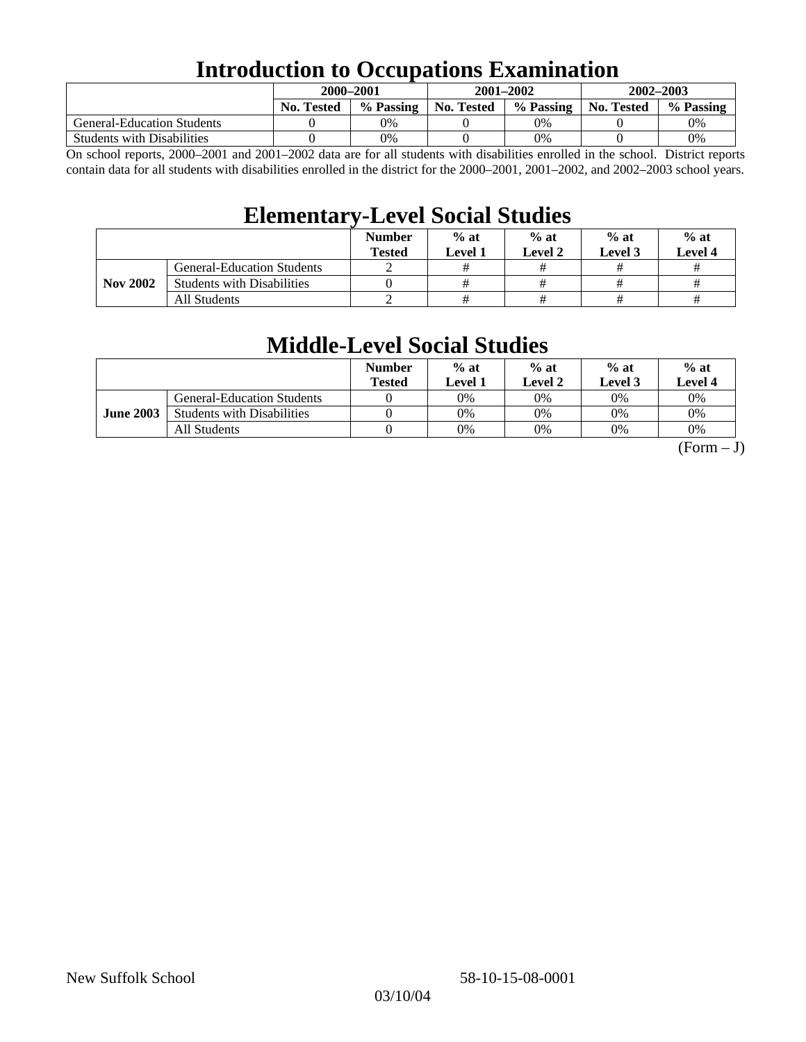# Introduction to Occupations Examination

| | 2000–2001 | | 2001–2002 | | 2002–2003 | |
|---|---|---|---|---|---|---|
| | No. Tested | % Passing | No. Tested | % Passing | No. Tested | % Passing |
| General-Education Students | 0 | 0% | 0 | 0% | 0 | 0% |
| Students with Disabilities | 0 | 0% | 0 | 0% | 0 | 0% |

On school reports, 2000–2001 and 2001–2002 data are for all students with disabilities enrolled in the school. District reports contain data for all students with disabilities enrolled in the district for the 2000–2001, 2001–2002, and 2002–2003 school years.

# Elementary-Level Social Studies

| | | Number Tested | % at Level 1 | % at Level 2 | % at Level 3 | % at Level 4 |
|---|---|---|---|---|---|---|
| **Nov 2002** | General-Education Students | 2 | # | # | # | # |
| | Students with Disabilities | 0 | # | # | # | # |
| | All Students | 2 | # | # | # | # |

# Middle-Level Social Studies

| | | Number Tested | % at Level 1 | % at Level 2 | % at Level 3 | % at Level 4 |
|---|---|---|---|---|---|---|
| **June 2003** | General-Education Students | 0 | 0% | 0% | 0% | 0% |
| | Students with Disabilities | 0 | 0% | 0% | 0% | 0% |
| | All Students | 0 | 0% | 0% | 0% | 0% |

(Form – J)

New Suffolk School 58-10-15-08-0001

03/10/04